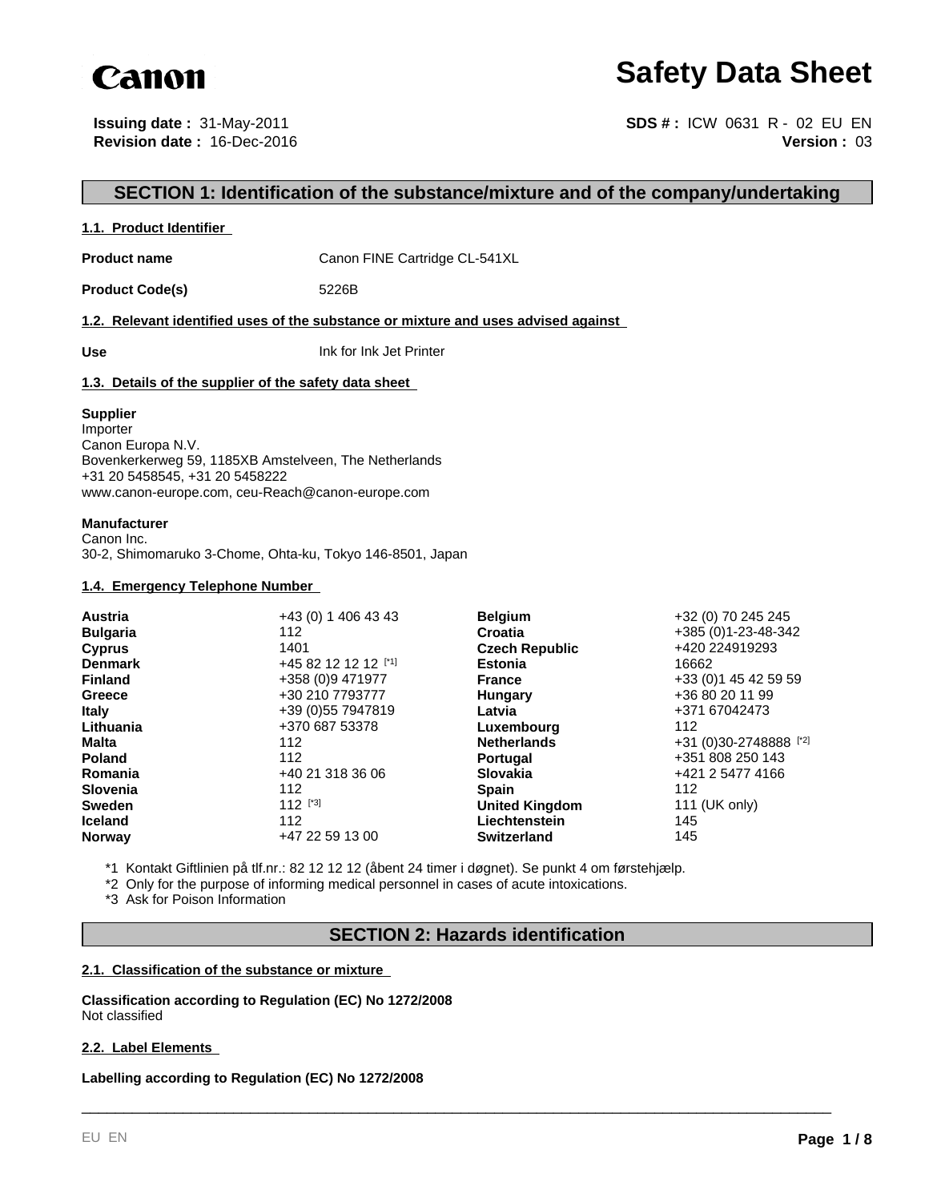Canon

# Safety Data Sheet

**Issuing date :** 31-May-2011
**Revision date :** 16-Dec-2016

**SDS # :** ICW 0631 R - 02 EU EN
**Version :** 03

## SECTION 1: Identification of the substance/mixture and of the company/undertaking

### 1.1. Product Identifier

**Product name** Canon FINE Cartridge CL-541XL

**Product Code(s)** 5226B

### 1.2. Relevant identified uses of the substance or mixture and uses advised against

**Use** Ink for Ink Jet Printer

### 1.3. Details of the supplier of the safety data sheet

**Supplier**
Importer
Canon Europa N.V.
Bovenkerkerweg 59, 1185XB Amstelveen, The Netherlands
+31 20 5458545, +31 20 5458222
www.canon-europe.com, ceu-Reach@canon-europe.com

**Manufacturer**
Canon Inc.
30-2, Shimomaruko 3-Chome, Ohta-ku, Tokyo 146-8501, Japan

### 1.4. Emergency Telephone Number

| | | | |
|---|---|---|---|
| **Austria** | +43 (0) 1 406 43 43 | **Belgium** | +32 (0) 70 245 245 |
| **Bulgaria** | 112 | **Croatia** | +385 (0)1-23-48-342 |
| **Cyprus** | 1401 | **Czech Republic** | +420 224919293 |
| **Denmark** | +45 82 12 12 12 [*1] | **Estonia** | 16662 |
| **Finland** | +358 (0)9 471977 | **France** | +33 (0)1 45 42 59 59 |
| **Greece** | +30 210 7793777 | **Hungary** | +36 80 20 11 99 |
| **Italy** | +39 (0)55 7947819 | **Latvia** | +371 67042473 |
| **Lithuania** | +370 687 53378 | **Luxembourg** | 112 |
| **Malta** | 112 | **Netherlands** | +31 (0)30-2748888 [*2] |
| **Poland** | 112 | **Portugal** | +351 808 250 143 |
| **Romania** | +40 21 318 36 06 | **Slovakia** | +421 2 5477 4166 |
| **Slovenia** | 112 | **Spain** | 112 |
| **Sweden** | 112 [*3] | **United Kingdom** | 111 (UK only) |
| **Iceland** | 112 | **Liechtenstein** | 145 |
| **Norway** | +47 22 59 13 00 | **Switzerland** | 145 |

*1 Kontakt Giftlinien på tlf.nr.: 82 12 12 12 (åbent 24 timer i døgnet). Se punkt 4 om førstehjælp.
*2 Only for the purpose of informing medical personnel in cases of acute intoxications.
*3 Ask for Poison Information

## SECTION 2: Hazards identification

### 2.1. Classification of the substance or mixture

**Classification according to Regulation (EC) No 1272/2008**
Not classified

### 2.2. Label Elements

**Labelling according to Regulation (EC) No 1272/2008**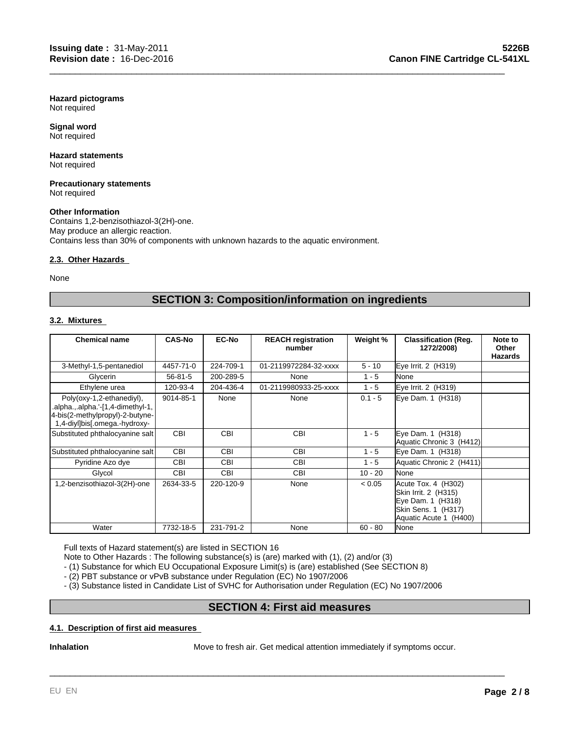**Hazard pictograms**
Not required

**Signal word**
Not required

**Hazard statements**
Not required

**Precautionary statements**
Not required

**Other Information**
Contains 1,2-benzisothiazol-3(2H)-one.
May produce an allergic reaction.
Contains less than 30% of components with unknown hazards to the aquatic environment.

### 2.3. Other Hazards

None

## SECTION 3: Composition/information on ingredients

### 3.2. Mixtures

| Chemical name | CAS-No | EC-No | REACH registration number | Weight % | Classification (Reg. 1272/2008) | Note to Other Hazards |
|---|---|---|---|---|---|---|
| 3-Methyl-1,5-pentanediol | 4457-71-0 | 224-709-1 | 01-2119972284-32-xxxx | 5 - 10 | Eye Irrit. 2 (H319) | |
| Glycerin | 56-81-5 | 200-289-5 | None | 1 - 5 | None | |
| Ethylene urea | 120-93-4 | 204-436-4 | 01-2119980933-25-xxxx | 1 - 5 | Eye Irrit. 2 (H319) | |
| Poly(oxy-1,2-ethanediyl), .alpha.,.alpha.'-[1,4-dimethyl-1,4-bis(2-methylpropyl)-2-butyne-1,4-diyl]bis[.omega.-hydroxy- | 9014-85-1 | None | None | 0.1 - 5 | Eye Dam. 1 (H318) | |
| Substituted phthalocyanine salt | CBI | CBI | CBI | 1 - 5 | Eye Dam. 1 (H318)<br>Aquatic Chronic 3 (H412) | |
| Substituted phthalocyanine salt | CBI | CBI | CBI | 1 - 5 | Eye Dam. 1 (H318) | |
| Pyridine Azo dye | CBI | CBI | CBI | 1 - 5 | Aquatic Chronic 2 (H411) | |
| Glycol | CBI | CBI | CBI | 10 - 20 | None | |
| 1,2-benzisothiazol-3(2H)-one | 2634-33-5 | 220-120-9 | None | < 0.05 | Acute Tox. 4 (H302)<br>Skin Irrit. 2 (H315)<br>Eye Dam. 1 (H318)<br>Skin Sens. 1 (H317)<br>Aquatic Acute 1 (H400) | |
| Water | 7732-18-5 | 231-791-2 | None | 60 - 80 | None | |

Full texts of Hazard statement(s) are listed in SECTION 16
Note to Other Hazards : The following substance(s) is (are) marked with (1), (2) and/or (3)
- (1) Substance for which EU Occupational Exposure Limit(s) is (are) established (See SECTION 8)
- (2) PBT substance or vPvB substance under Regulation (EC) No 1907/2006
- (3) Substance listed in Candidate List of SVHC for Authorisation under Regulation (EC) No 1907/2006

## SECTION 4: First aid measures

### 4.1. Description of first aid measures

**Inhalation** Move to fresh air. Get medical attention immediately if symptoms occur.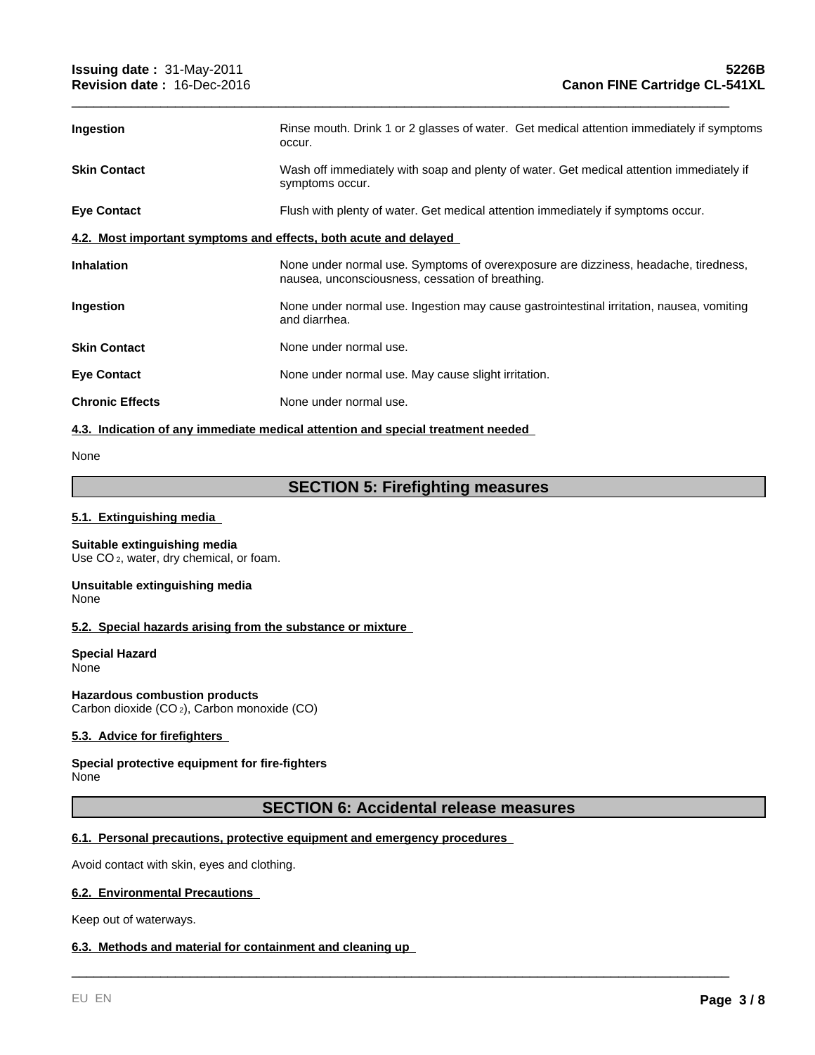| | |
|---|---|
| **Ingestion** | Rinse mouth. Drink 1 or 2 glasses of water. Get medical attention immediately if symptoms occur. |
| **Skin Contact** | Wash off immediately with soap and plenty of water. Get medical attention immediately if symptoms occur. |
| **Eye Contact** | Flush with plenty of water. Get medical attention immediately if symptoms occur. |

### 4.2. Most important symptoms and effects, both acute and delayed

| | |
|---|---|
| **Inhalation** | None under normal use. Symptoms of overexposure are dizziness, headache, tiredness, nausea, unconsciousness, cessation of breathing. |
| **Ingestion** | None under normal use. Ingestion may cause gastrointestinal irritation, nausea, vomiting and diarrhea. |
| **Skin Contact** | None under normal use. |
| **Eye Contact** | None under normal use. May cause slight irritation. |
| **Chronic Effects** | None under normal use. |

### 4.3. Indication of any immediate medical attention and special treatment needed

None

## SECTION 5: Firefighting measures

### 5.1. Extinguishing media

**Suitable extinguishing media**
Use $CO_2$, water, dry chemical, or foam.

**Unsuitable extinguishing media**
None

### 5.2. Special hazards arising from the substance or mixture

**Special Hazard**
None

**Hazardous combustion products**
Carbon dioxide ($CO_2$), Carbon monoxide (CO)

### 5.3. Advice for firefighters

**Special protective equipment for fire-fighters**
None

## SECTION 6: Accidental release measures

### 6.1. Personal precautions, protective equipment and emergency procedures

Avoid contact with skin, eyes and clothing.

### 6.2. Environmental Precautions

Keep out of waterways.

### 6.3. Methods and material for containment and cleaning up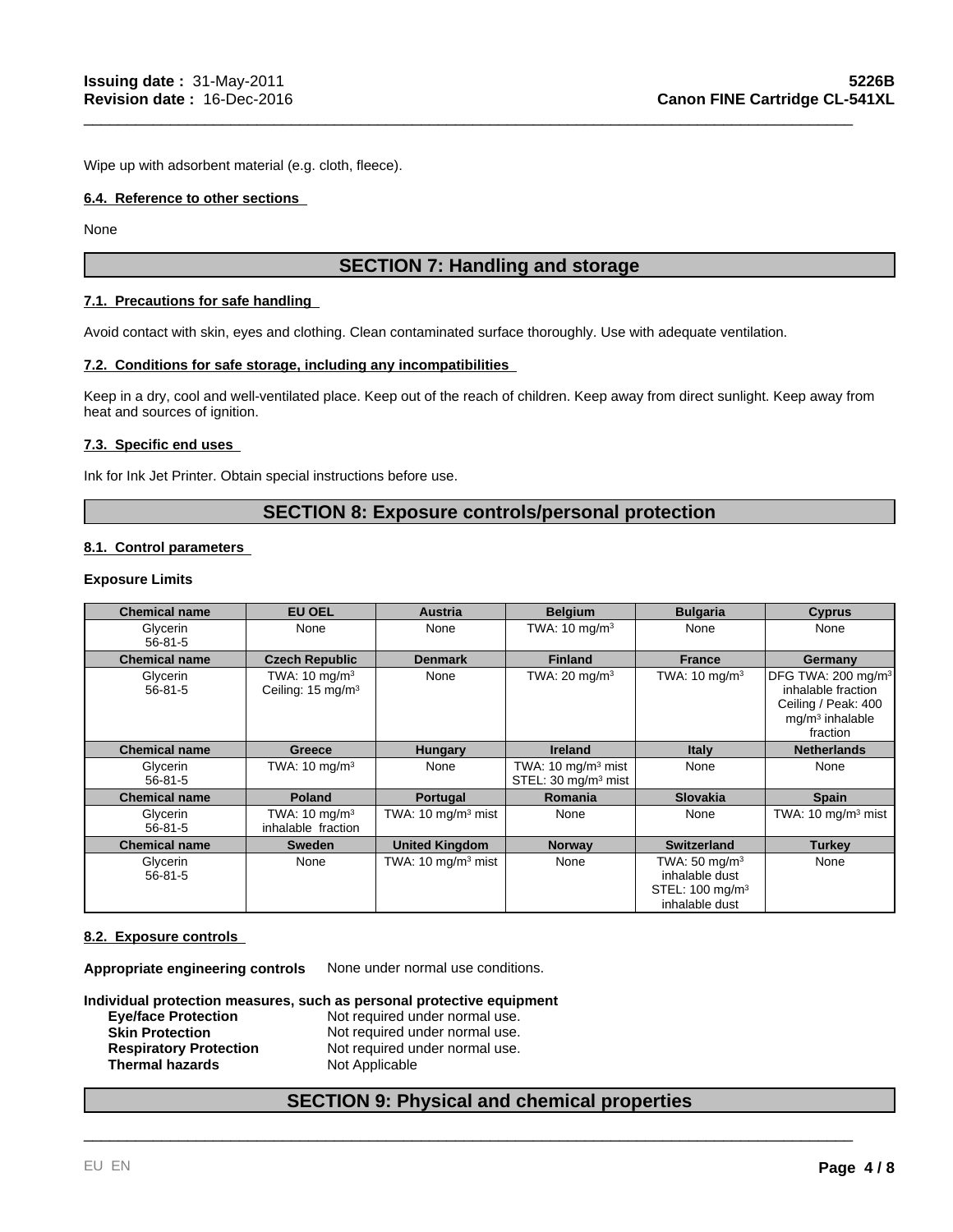Wipe up with adsorbent material (e.g. cloth, fleece).

### 6.4. Reference to other sections

None

## SECTION 7: Handling and storage

### 7.1. Precautions for safe handling

Avoid contact with skin, eyes and clothing. Clean contaminated surface thoroughly. Use with adequate ventilation.

### 7.2. Conditions for safe storage, including any incompatibilities

Keep in a dry, cool and well-ventilated place. Keep out of the reach of children. Keep away from direct sunlight. Keep away from heat and sources of ignition.

### 7.3. Specific end uses

Ink for Ink Jet Printer. Obtain special instructions before use.

## SECTION 8: Exposure controls/personal protection

### 8.1. Control parameters

**Exposure Limits**

| Chemical name | EU OEL | Austria | Belgium | Bulgaria | Cyprus |
|---|---|---|---|---|---|
| Glycerin 56-81-5 | None | None | TWA: 10 mg/m³ | None | None |
| **Chemical name** | **Czech Republic** | **Denmark** | **Finland** | **France** | **Germany** |
| Glycerin 56-81-5 | TWA: 10 mg/m³ Ceiling: 15 mg/m³ | None | TWA: 20 mg/m³ | TWA: 10 mg/m³ | DFG TWA: 200 mg/m³ inhalable fraction Ceiling / Peak: 400 mg/m³ inhalable fraction |
| **Chemical name** | **Greece** | **Hungary** | **Ireland** | **Italy** | **Netherlands** |
| Glycerin 56-81-5 | TWA: 10 mg/m³ | None | TWA: 10 mg/m³ mist STEL: 30 mg/m³ mist | None | None |
| **Chemical name** | **Poland** | **Portugal** | **Romania** | **Slovakia** | **Spain** |
| Glycerin 56-81-5 | TWA: 10 mg/m³ inhalable fraction | TWA: 10 mg/m³ mist | None | None | TWA: 10 mg/m³ mist |
| **Chemical name** | **Sweden** | **United Kingdom** | **Norway** | **Switzerland** | **Turkey** |
| Glycerin 56-81-5 | None | TWA: 10 mg/m³ mist | None | TWA: 50 mg/m³ inhalable dust STEL: 100 mg/m³ inhalable dust | None |

### 8.2. Exposure controls

**Appropriate engineering controls** None under normal use conditions.

**Individual protection measures, such as personal protective equipment**

**Eye/face Protection** Not required under normal use.
**Skin Protection** Not required under normal use.
**Respiratory Protection** Not required under normal use.
**Thermal hazards** Not Applicable

## SECTION 9: Physical and chemical properties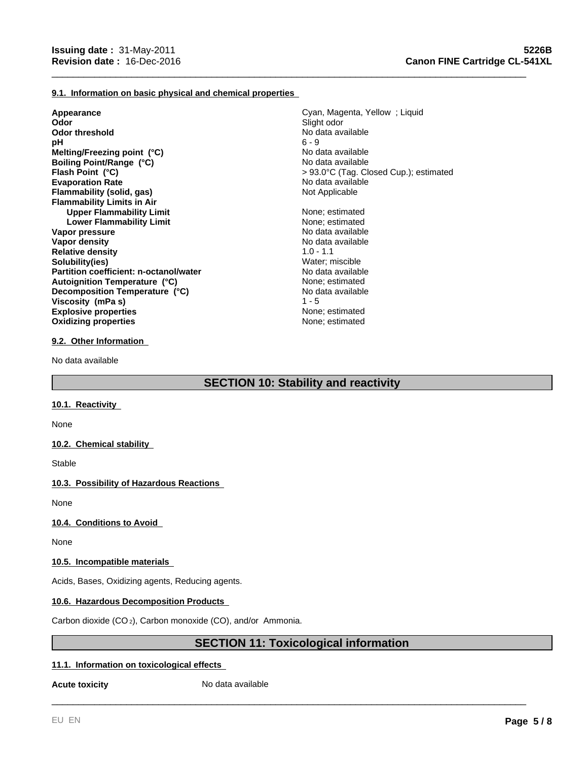#### 9.1. Information on basic physical and chemical properties

| Property | Value |
|---|---|
| **Appearance** | Cyan, Magenta, Yellow ; Liquid |
| **Odor** | Slight odor |
| **Odor threshold** | No data available |
| **pH** | 6 - 9 |
| **Melting/Freezing point (°C)** | No data available |
| **Boiling Point/Range (°C)** | No data available |
| **Flash Point (°C)** | > 93.0°C (Tag. Closed Cup.); estimated |
| **Evaporation Rate** | No data available |
| **Flammability (solid, gas)** | Not Applicable |
| **Flammability Limits in Air** | |
| **Upper Flammability Limit** | None; estimated |
| **Lower Flammability Limit** | None; estimated |
| **Vapor pressure** | No data available |
| **Vapor density** | No data available |
| **Relative density** | 1.0 - 1.1 |
| **Solubility(ies)** | Water; miscible |
| **Partition coefficient: n-octanol/water** | No data available |
| **Autoignition Temperature (°C)** | None; estimated |
| **Decomposition Temperature (°C)** | No data available |
| **Viscosity (mPa s)** | 1 - 5 |
| **Explosive properties** | None; estimated |
| **Oxidizing properties** | None; estimated |

#### 9.2. Other Information

No data available

## SECTION 10: Stability and reactivity

#### 10.1. Reactivity

None

#### 10.2. Chemical stability

Stable

#### 10.3. Possibility of Hazardous Reactions

None

#### 10.4. Conditions to Avoid

None

#### 10.5. Incompatible materials

Acids, Bases, Oxidizing agents, Reducing agents.

#### 10.6. Hazardous Decomposition Products

Carbon dioxide ($CO_2$), Carbon monoxide (CO), and/or Ammonia.

## SECTION 11: Toxicological information

#### 11.1. Information on toxicological effects

**Acute toxicity** No data available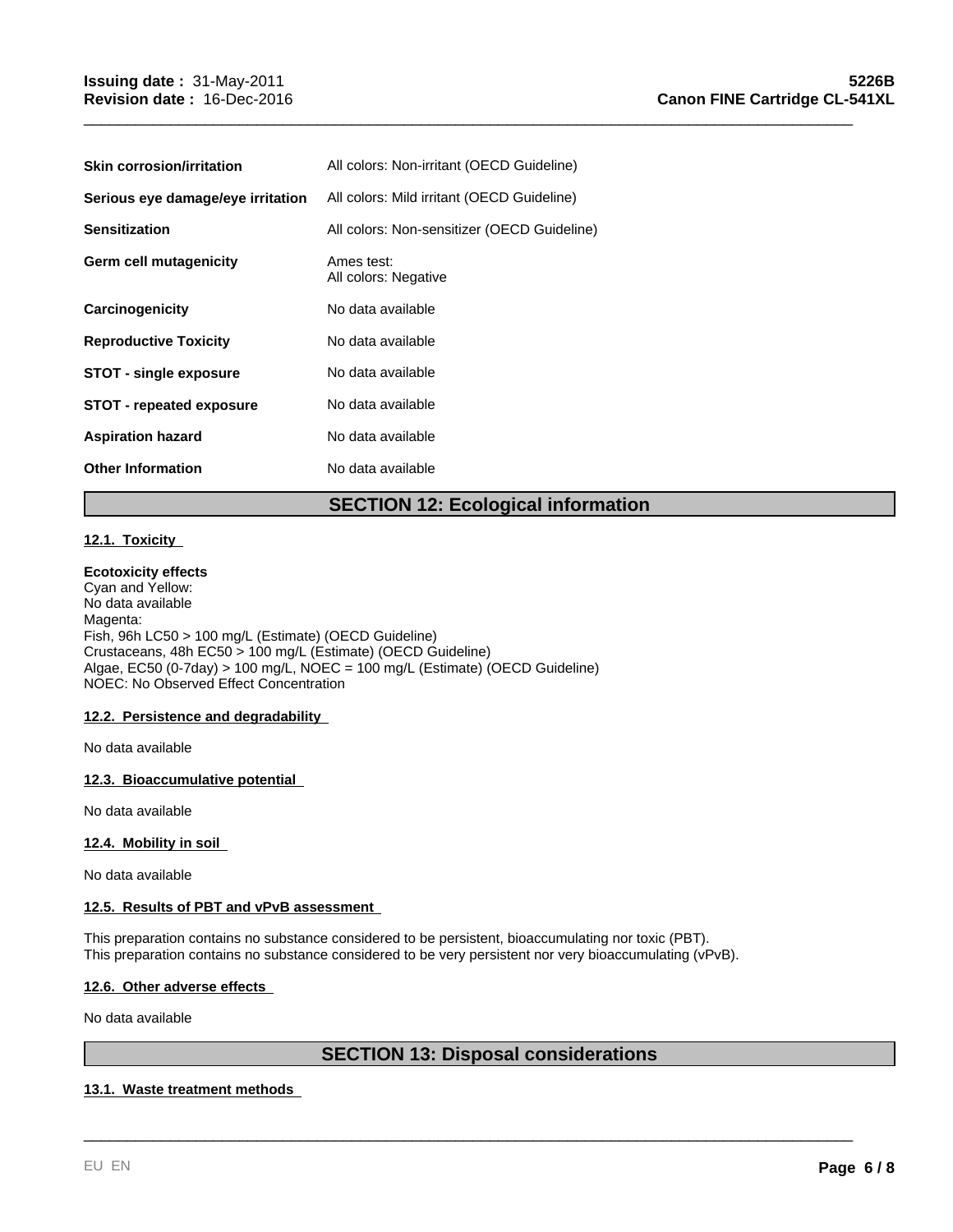| | |
|---|---|
| **Skin corrosion/irritation** | All colors: Non-irritant (OECD Guideline) |
| **Serious eye damage/eye irritation** | All colors: Mild irritant (OECD Guideline) |
| **Sensitization** | All colors: Non-sensitizer (OECD Guideline) |
| **Germ cell mutagenicity** | Ames test:<br>All colors: Negative |
| **Carcinogenicity** | No data available |
| **Reproductive Toxicity** | No data available |
| **STOT - single exposure** | No data available |
| **STOT - repeated exposure** | No data available |
| **Aspiration hazard** | No data available |
| **Other Information** | No data available |

## SECTION 12: Ecological information

### 12.1. Toxicity

**Ecotoxicity effects**
Cyan and Yellow:
No data available
Magenta:
Fish, 96h LC50 > 100 mg/L (Estimate) (OECD Guideline)
Crustaceans, 48h EC50 > 100 mg/L (Estimate) (OECD Guideline)
Algae, EC50 (0-7day) > 100 mg/L, NOEC = 100 mg/L (Estimate) (OECD Guideline)
NOEC: No Observed Effect Concentration

### 12.2. Persistence and degradability

No data available

### 12.3. Bioaccumulative potential

No data available

### 12.4. Mobility in soil

No data available

### 12.5. Results of PBT and vPvB assessment

This preparation contains no substance considered to be persistent, bioaccumulating nor toxic (PBT).
This preparation contains no substance considered to be very persistent nor very bioaccumulating (vPvB).

### 12.6. Other adverse effects

No data available

## SECTION 13: Disposal considerations

### 13.1. Waste treatment methods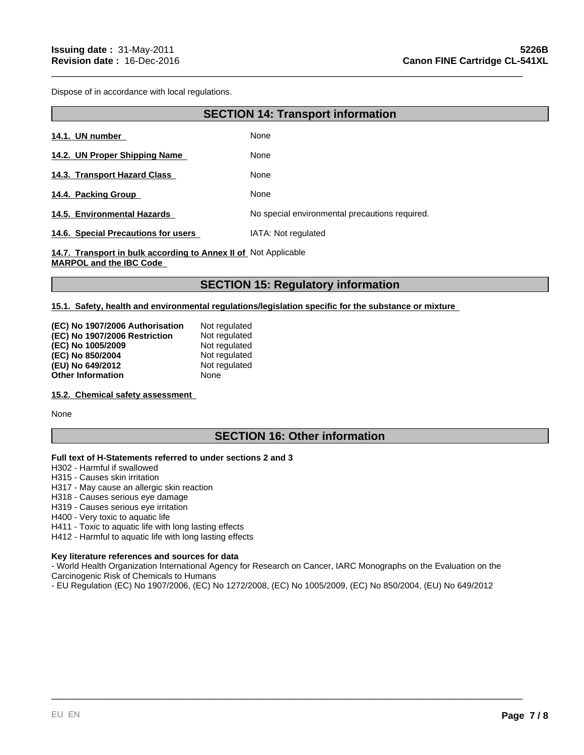Dispose of in accordance with local regulations.

## SECTION 14: Transport information

| | |
|---|---|
| **14.1. UN number** | None |
| **14.2. UN Proper Shipping Name** | None |
| **14.3. Transport Hazard Class** | None |
| **14.4. Packing Group** | None |
| **14.5. Environmental Hazards** | No special environmental precautions required. |
| **14.6. Special Precautions for users** | IATA: Not regulated |
| **14.7. Transport in bulk according to Annex II of MARPOL and the IBC Code** | Not Applicable |

## SECTION 15: Regulatory information

**15.1. Safety, health and environmental regulations/legislation specific for the substance or mixture**

| | |
|---|---|
| **(EC) No 1907/2006 Authorisation** | Not regulated |
| **(EC) No 1907/2006 Restriction** | Not regulated |
| **(EC) No 1005/2009** | Not regulated |
| **(EC) No 850/2004** | Not regulated |
| **(EU) No 649/2012** | Not regulated |
| **Other Information** | None |

**15.2. Chemical safety assessment**

None

## SECTION 16: Other information

**Full text of H-Statements referred to under sections 2 and 3**

H302 - Harmful if swallowed
H315 - Causes skin irritation
H317 - May cause an allergic skin reaction
H318 - Causes serious eye damage
H319 - Causes serious eye irritation
H400 - Very toxic to aquatic life
H411 - Toxic to aquatic life with long lasting effects
H412 - Harmful to aquatic life with long lasting effects

**Key literature references and sources for data**

- World Health Organization International Agency for Research on Cancer, IARC Monographs on the Evaluation on the Carcinogenic Risk of Chemicals to Humans
- EU Regulation (EC) No 1907/2006, (EC) No 1272/2008, (EC) No 1005/2009, (EC) No 850/2004, (EU) No 649/2012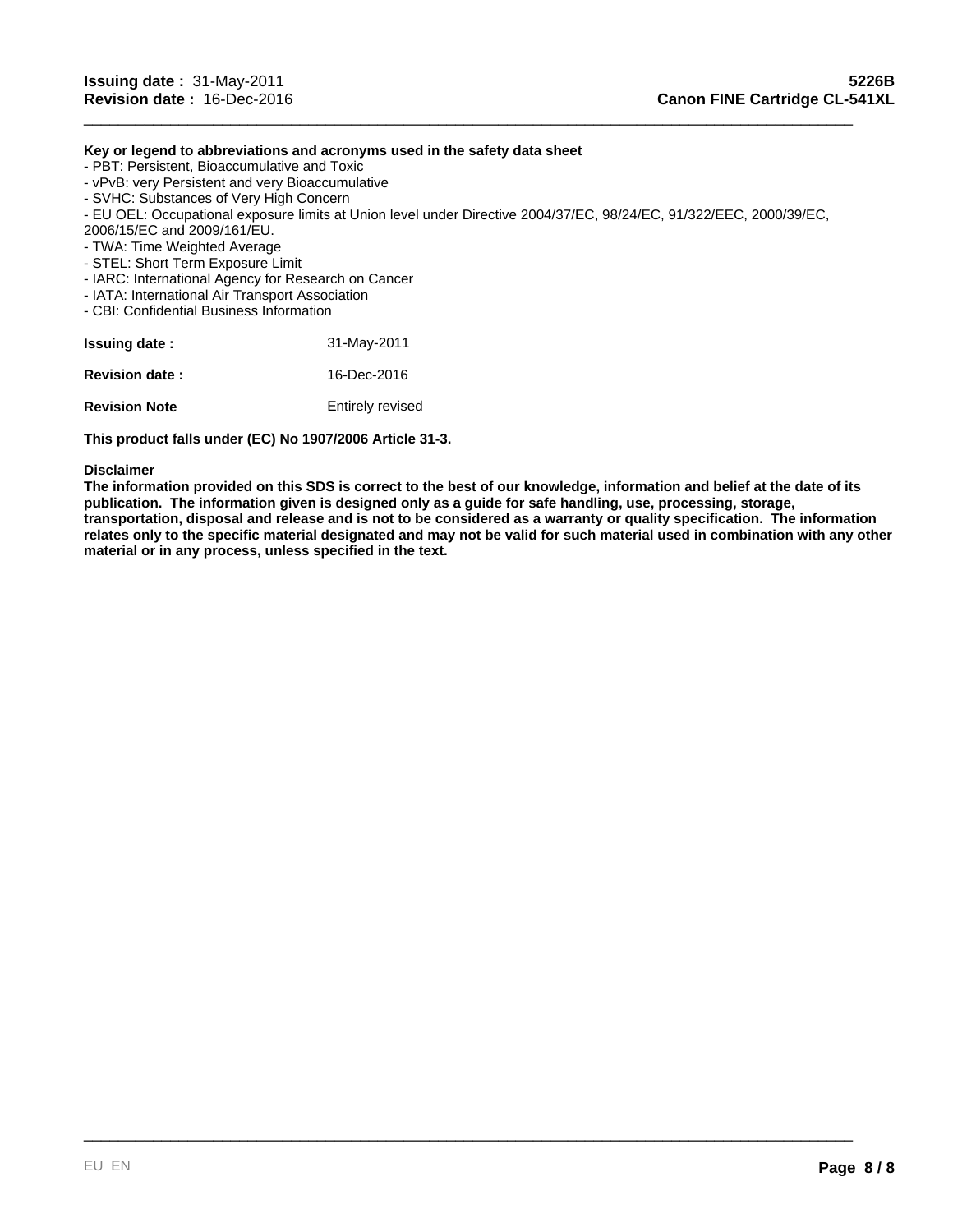**Key or legend to abbreviations and acronyms used in the safety data sheet**

- PBT: Persistent, Bioaccumulative and Toxic
- vPvB: very Persistent and very Bioaccumulative
- SVHC: Substances of Very High Concern
- EU OEL: Occupational exposure limits at Union level under Directive 2004/37/EC, 98/24/EC, 91/322/EEC, 2000/39/EC, 2006/15/EC and 2009/161/EU.
- TWA: Time Weighted Average
- STEL: Short Term Exposure Limit
- IARC: International Agency for Research on Cancer
- IATA: International Air Transport Association
- CBI: Confidential Business Information

| | |
|---|---|
| **Issuing date :** | 31-May-2011 |
| **Revision date :** | 16-Dec-2016 |
| **Revision Note** | Entirely revised |

**This product falls under (EC) No 1907/2006 Article 31-3.**

**Disclaimer**

**The information provided on this SDS is correct to the best of our knowledge, information and belief at the date of its publication. The information given is designed only as a guide for safe handling, use, processing, storage, transportation, disposal and release and is not to be considered as a warranty or quality specification. The information relates only to the specific material designated and may not be valid for such material used in combination with any other material or in any process, unless specified in the text.**